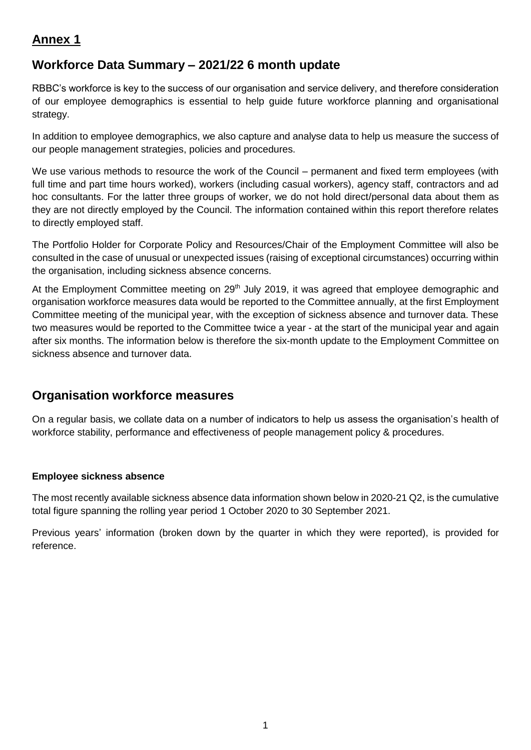## Annex 1

# Workforce Data Summary – 2021/22 6 month update

RBBC's workforce is key to the success of our organisation and service delivery, and therefore consideration of our employee demographics is essential to help guide future workforce planning and organisational strategy.

In addition to employee demographics, we also capture and analyse data to help us measure the success of our people management strategies, policies and procedures.

We use various methods to resource the work of the Council – permanent and fixed term employees (with full time and part time hours worked), workers (including casual workers), agency staff, contractors and ad hoc consultants. For the latter three groups of worker, we do not hold direct/personal data about them as they are not directly employed by the Council. The information contained within this report therefore relates to directly employed staff.

The Portfolio Holder for Corporate Policy and Resources/Chair of the Employment Committee will also be consulted in the case of unusual or unexpected issues (raising of exceptional circumstances) occurring within the organisation, including sickness absence concerns.

At the Employment Committee meeting on 29th July 2019, it was agreed that employee demographic and organisation workforce measures data would be reported to the Committee annually, at the first Employment Committee meeting of the municipal year, with the exception of sickness absence and turnover data. These two measures would be reported to the Committee twice a year - at the start of the municipal year and again after six months. The information below is therefore the six-month update to the Employment Committee on sickness absence and turnover data.

## Organisation workforce measures

On a regular basis, we collate data on a number of indicators to help us assess the organisation's health of workforce stability, performance and effectiveness of people management policy & procedures.

### Employee sickness absence

The most recently available sickness absence data information shown below in 2020-21 Q2, is the cumulative total figure spanning the rolling year period 1 October 2020 to 30 September 2021.

Previous years' information (broken down by the quarter in which they were reported), is provided for reference.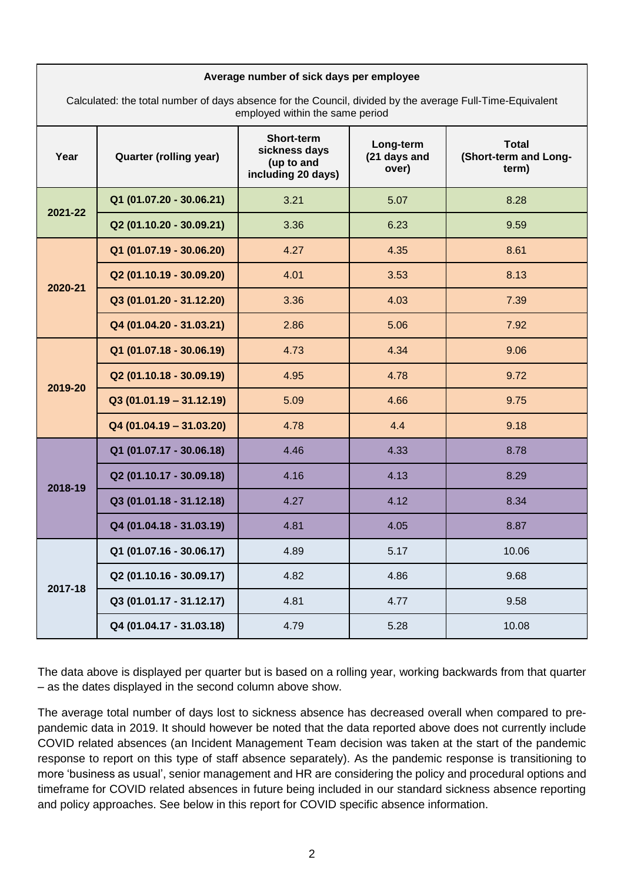| Average number of sick days per employee<br><br>Calculated: the total number of days absence for the Council, divided by the average Full-Time-Equivalent employed within the same period | | | | |
|---|---|---|---|---|
| **Year** | **Quarter (rolling year)** | **Short-term sickness days (up to and including 20 days)** | **Long-term (21 days and over)** | **Total (Short-term and Long-term)** |
| **2021-22** | **Q1 (01.07.20 - 30.06.21)** | 3.21 | 5.07 | 8.28 |
| | **Q2 (01.10.20 - 30.09.21)** | 3.36 | 6.23 | 9.59 |
| **2020-21** | **Q1 (01.07.19 - 30.06.20)** | 4.27 | 4.35 | 8.61 |
| | **Q2 (01.10.19 - 30.09.20)** | 4.01 | 3.53 | 8.13 |
| | **Q3 (01.01.20 - 31.12.20)** | 3.36 | 4.03 | 7.39 |
| | **Q4 (01.04.20 - 31.03.21)** | 2.86 | 5.06 | 7.92 |
| **2019-20** | **Q1 (01.07.18 - 30.06.19)** | 4.73 | 4.34 | 9.06 |
| | **Q2 (01.10.18 - 30.09.19)** | 4.95 | 4.78 | 9.72 |
| | **Q3 (01.01.19 – 31.12.19)** | 5.09 | 4.66 | 9.75 |
| | **Q4 (01.04.19 – 31.03.20)** | 4.78 | 4.4 | 9.18 |
| **2018-19** | **Q1 (01.07.17 - 30.06.18)** | 4.46 | 4.33 | 8.78 |
| | **Q2 (01.10.17 - 30.09.18)** | 4.16 | 4.13 | 8.29 |
| | **Q3 (01.01.18 - 31.12.18)** | 4.27 | 4.12 | 8.34 |
| | **Q4 (01.04.18 - 31.03.19)** | 4.81 | 4.05 | 8.87 |
| **2017-18** | **Q1 (01.07.16 - 30.06.17)** | 4.89 | 5.17 | 10.06 |
| | **Q2 (01.10.16 - 30.09.17)** | 4.82 | 4.86 | 9.68 |
| | **Q3 (01.01.17 - 31.12.17)** | 4.81 | 4.77 | 9.58 |
| | **Q4 (01.04.17 - 31.03.18)** | 4.79 | 5.28 | 10.08 |

The data above is displayed per quarter but is based on a rolling year, working backwards from that quarter – as the dates displayed in the second column above show.

The average total number of days lost to sickness absence has decreased overall when compared to pre-pandemic data in 2019. It should however be noted that the data reported above does not currently include COVID related absences (an Incident Management Team decision was taken at the start of the pandemic response to report on this type of staff absence separately). As the pandemic response is transitioning to more 'business as usual', senior management and HR are considering the policy and procedural options and timeframe for COVID related absences in future being included in our standard sickness absence reporting and policy approaches. See below in this report for COVID specific absence information.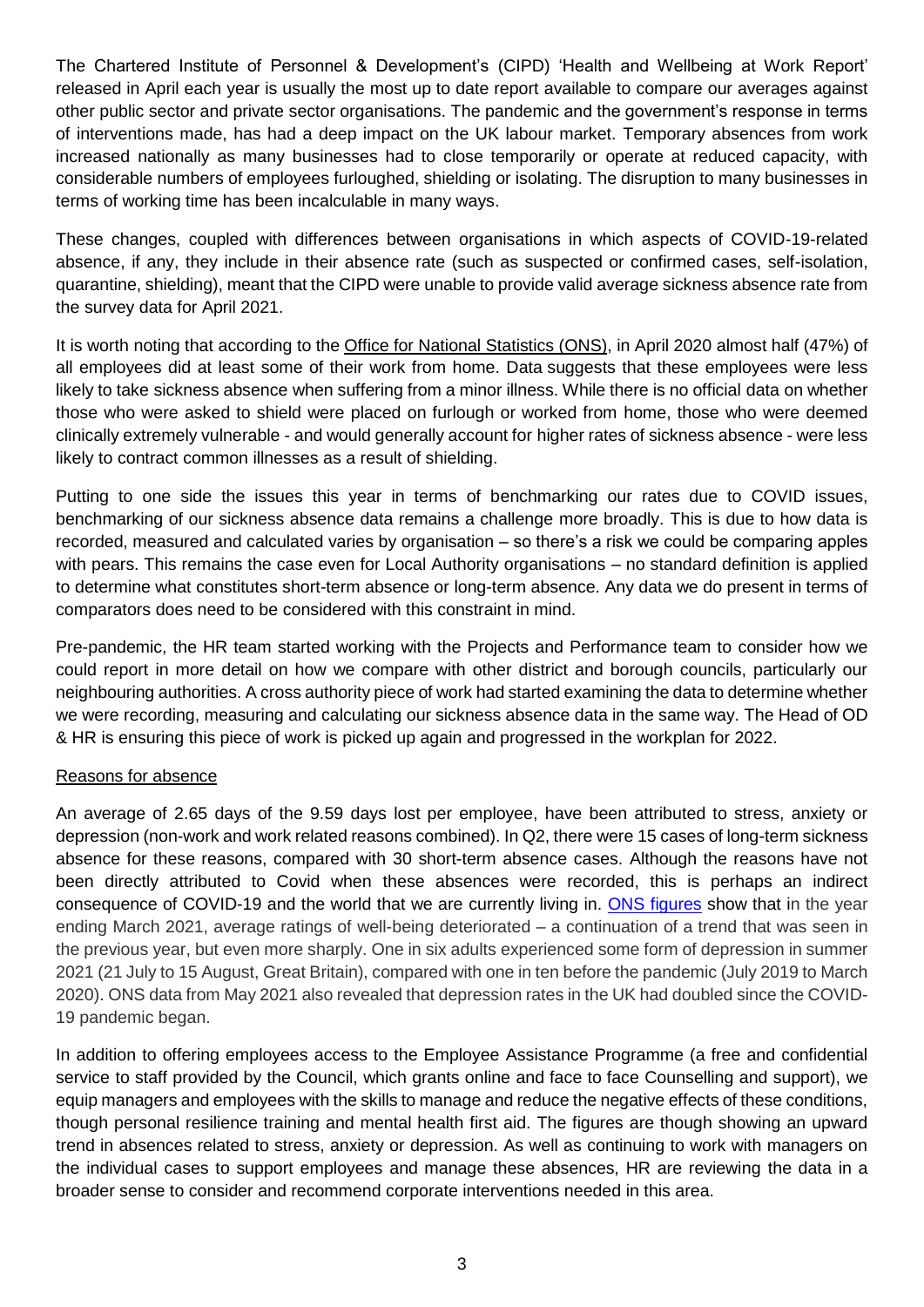The Chartered Institute of Personnel & Development's (CIPD) 'Health and Wellbeing at Work Report' released in April each year is usually the most up to date report available to compare our averages against other public sector and private sector organisations. The pandemic and the government's response in terms of interventions made, has had a deep impact on the UK labour market. Temporary absences from work increased nationally as many businesses had to close temporarily or operate at reduced capacity, with considerable numbers of employees furloughed, shielding or isolating. The disruption to many businesses in terms of working time has been incalculable in many ways.

These changes, coupled with differences between organisations in which aspects of COVID-19-related absence, if any, they include in their absence rate (such as suspected or confirmed cases, self-isolation, quarantine, shielding), meant that the CIPD were unable to provide valid average sickness absence rate from the survey data for April 2021.

It is worth noting that according to the Office for National Statistics (ONS), in April 2020 almost half (47%) of all employees did at least some of their work from home. Data suggests that these employees were less likely to take sickness absence when suffering from a minor illness. While there is no official data on whether those who were asked to shield were placed on furlough or worked from home, those who were deemed clinically extremely vulnerable - and would generally account for higher rates of sickness absence - were less likely to contract common illnesses as a result of shielding.

Putting to one side the issues this year in terms of benchmarking our rates due to COVID issues, benchmarking of our sickness absence data remains a challenge more broadly. This is due to how data is recorded, measured and calculated varies by organisation – so there's a risk we could be comparing apples with pears. This remains the case even for Local Authority organisations – no standard definition is applied to determine what constitutes short-term absence or long-term absence. Any data we do present in terms of comparators does need to be considered with this constraint in mind.

Pre-pandemic, the HR team started working with the Projects and Performance team to consider how we could report in more detail on how we compare with other district and borough councils, particularly our neighbouring authorities. A cross authority piece of work had started examining the data to determine whether we were recording, measuring and calculating our sickness absence data in the same way. The Head of OD & HR is ensuring this piece of work is picked up again and progressed in the workplan for 2022.

## Reasons for absence

An average of 2.65 days of the 9.59 days lost per employee, have been attributed to stress, anxiety or depression (non-work and work related reasons combined). In Q2, there were 15 cases of long-term sickness absence for these reasons, compared with 30 short-term absence cases. Although the reasons have not been directly attributed to Covid when these absences were recorded, this is perhaps an indirect consequence of COVID-19 and the world that we are currently living in. ONS figures show that in the year ending March 2021, average ratings of well-being deteriorated – a continuation of a trend that was seen in the previous year, but even more sharply. One in six adults experienced some form of depression in summer 2021 (21 July to 15 August, Great Britain), compared with one in ten before the pandemic (July 2019 to March 2020). ONS data from May 2021 also revealed that depression rates in the UK had doubled since the COVID-19 pandemic began.

In addition to offering employees access to the Employee Assistance Programme (a free and confidential service to staff provided by the Council, which grants online and face to face Counselling and support), we equip managers and employees with the skills to manage and reduce the negative effects of these conditions, though personal resilience training and mental health first aid. The figures are though showing an upward trend in absences related to stress, anxiety or depression. As well as continuing to work with managers on the individual cases to support employees and manage these absences, HR are reviewing the data in a broader sense to consider and recommend corporate interventions needed in this area.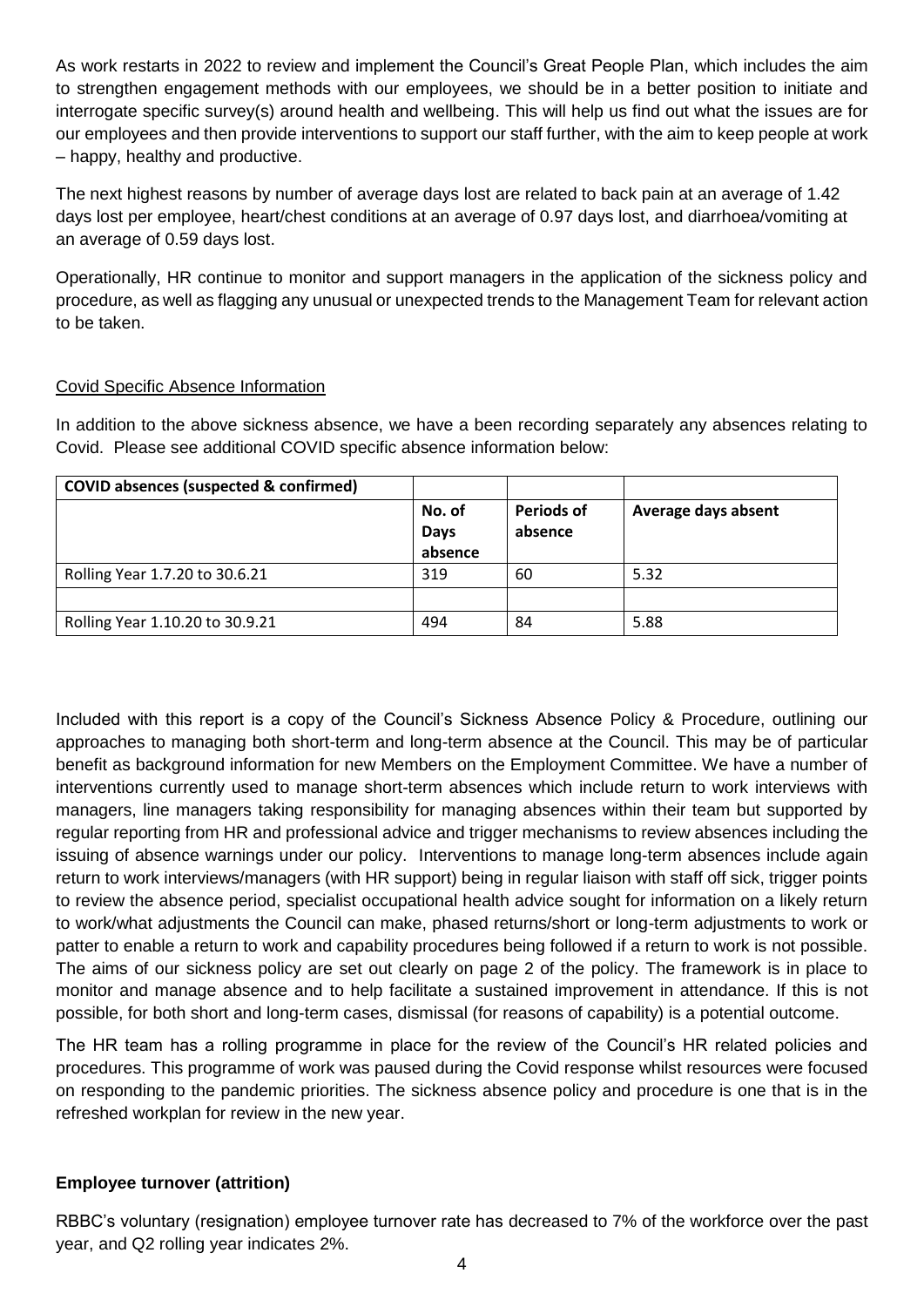As work restarts in 2022 to review and implement the Council's Great People Plan, which includes the aim to strengthen engagement methods with our employees, we should be in a better position to initiate and interrogate specific survey(s) around health and wellbeing. This will help us find out what the issues are for our employees and then provide interventions to support our staff further, with the aim to keep people at work – happy, healthy and productive.

The next highest reasons by number of average days lost are related to back pain at an average of 1.42 days lost per employee, heart/chest conditions at an average of 0.97 days lost, and diarrhoea/vomiting at an average of 0.59 days lost.

Operationally, HR continue to monitor and support managers in the application of the sickness policy and procedure, as well as flagging any unusual or unexpected trends to the Management Team for relevant action to be taken.

Covid Specific Absence Information

In addition to the above sickness absence, we have a been recording separately any absences relating to Covid. Please see additional COVID specific absence information below:

| **COVID absences (suspected & confirmed)** | | | |
|---|---|---|---|
| | **No. of Days absence** | **Periods of absence** | **Average days absent** |
| Rolling Year 1.7.20 to 30.6.21 | 319 | 60 | 5.32 |
| | | | |
| Rolling Year 1.10.20 to 30.9.21 | 494 | 84 | 5.88 |

Included with this report is a copy of the Council's Sickness Absence Policy & Procedure, outlining our approaches to managing both short-term and long-term absence at the Council. This may be of particular benefit as background information for new Members on the Employment Committee. We have a number of interventions currently used to manage short-term absences which include return to work interviews with managers, line managers taking responsibility for managing absences within their team but supported by regular reporting from HR and professional advice and trigger mechanisms to review absences including the issuing of absence warnings under our policy. Interventions to manage long-term absences include again return to work interviews/managers (with HR support) being in regular liaison with staff off sick, trigger points to review the absence period, specialist occupational health advice sought for information on a likely return to work/what adjustments the Council can make, phased returns/short or long-term adjustments to work or patter to enable a return to work and capability procedures being followed if a return to work is not possible. The aims of our sickness policy are set out clearly on page 2 of the policy. The framework is in place to monitor and manage absence and to help facilitate a sustained improvement in attendance. If this is not possible, for both short and long-term cases, dismissal (for reasons of capability) is a potential outcome.

The HR team has a rolling programme in place for the review of the Council's HR related policies and procedures. This programme of work was paused during the Covid response whilst resources were focused on responding to the pandemic priorities. The sickness absence policy and procedure is one that is in the refreshed workplan for review in the new year.

### Employee turnover (attrition)

RBBC's voluntary (resignation) employee turnover rate has decreased to 7% of the workforce over the past year, and Q2 rolling year indicates 2%.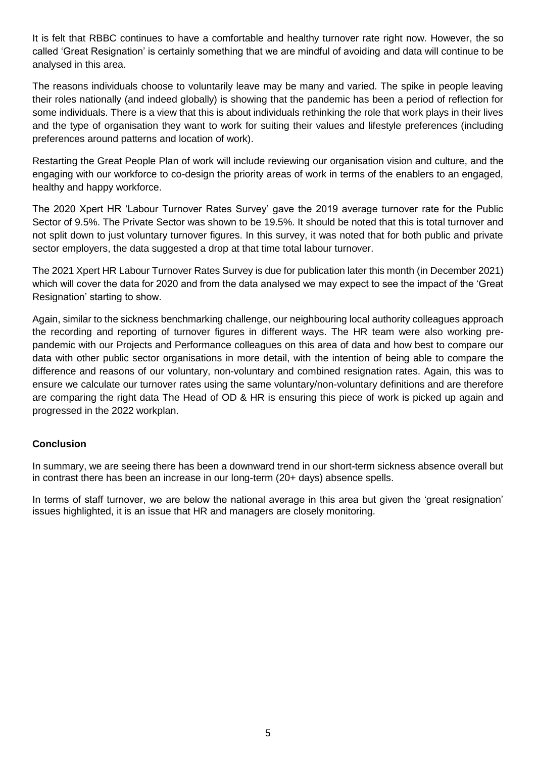It is felt that RBBC continues to have a comfortable and healthy turnover rate right now. However, the so called 'Great Resignation' is certainly something that we are mindful of avoiding and data will continue to be analysed in this area.

The reasons individuals choose to voluntarily leave may be many and varied. The spike in people leaving their roles nationally (and indeed globally) is showing that the pandemic has been a period of reflection for some individuals. There is a view that this is about individuals rethinking the role that work plays in their lives and the type of organisation they want to work for suiting their values and lifestyle preferences (including preferences around patterns and location of work).

Restarting the Great People Plan of work will include reviewing our organisation vision and culture, and the engaging with our workforce to co-design the priority areas of work in terms of the enablers to an engaged, healthy and happy workforce.

The 2020 Xpert HR 'Labour Turnover Rates Survey' gave the 2019 average turnover rate for the Public Sector of 9.5%. The Private Sector was shown to be 19.5%. It should be noted that this is total turnover and not split down to just voluntary turnover figures. In this survey, it was noted that for both public and private sector employers, the data suggested a drop at that time total labour turnover.

The 2021 Xpert HR Labour Turnover Rates Survey is due for publication later this month (in December 2021) which will cover the data for 2020 and from the data analysed we may expect to see the impact of the 'Great Resignation' starting to show.

Again, similar to the sickness benchmarking challenge, our neighbouring local authority colleagues approach the recording and reporting of turnover figures in different ways. The HR team were also working pre-pandemic with our Projects and Performance colleagues on this area of data and how best to compare our data with other public sector organisations in more detail, with the intention of being able to compare the difference and reasons of our voluntary, non-voluntary and combined resignation rates. Again, this was to ensure we calculate our turnover rates using the same voluntary/non-voluntary definitions and are therefore are comparing the right data The Head of OD & HR is ensuring this piece of work is picked up again and progressed in the 2022 workplan.

**Conclusion**

In summary, we are seeing there has been a downward trend in our short-term sickness absence overall but in contrast there has been an increase in our long-term (20+ days) absence spells.

In terms of staff turnover, we are below the national average in this area but given the 'great resignation' issues highlighted, it is an issue that HR and managers are closely monitoring.